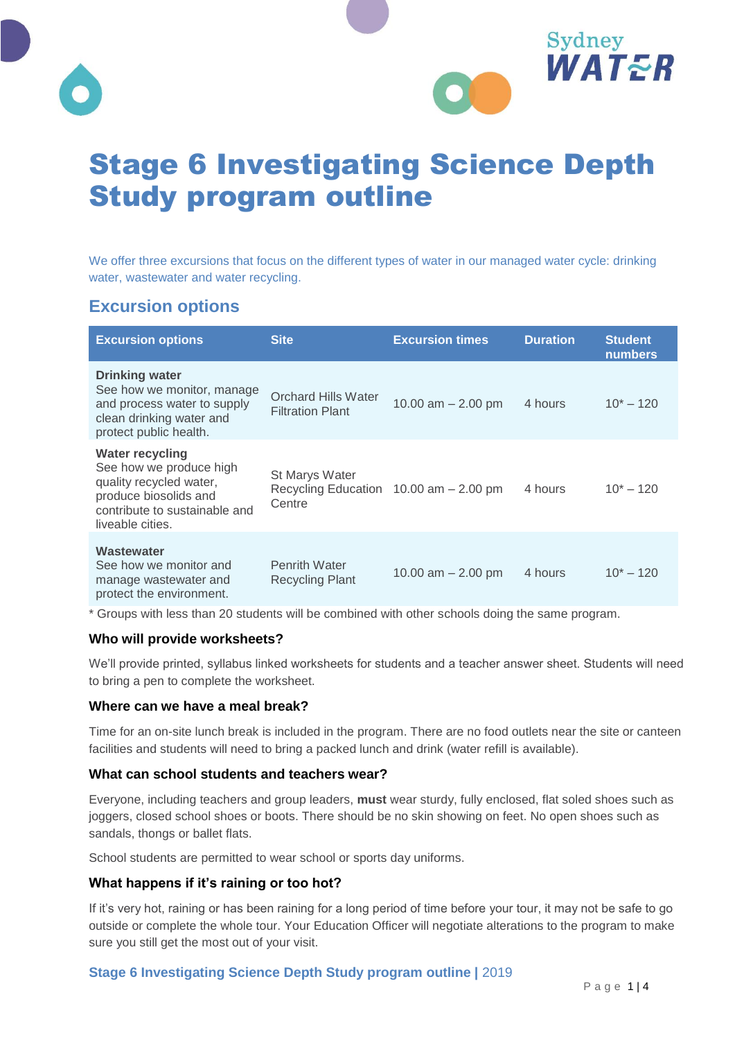# Stage 6 Investigating Science Depth Study program outline

We offer three excursions that focus on the different types of water in our managed water cycle: drinking water, wastewater and water recycling.

## Excursion options

| Excursion options | Site | Excursion times | Duration | Student numbers |
|---|---|---|---|---|
| **Drinking water** See how we monitor, manage and process water to supply clean drinking water and protect public health. | Orchard Hills Water Filtration Plant | 10.00 am – 2.00 pm | 4 hours | 10* – 120 |
| **Water recycling** See how we produce high quality recycled water, produce biosolids and contribute to sustainable and liveable cities. | St Marys Water Recycling Education Centre | 10.00 am – 2.00 pm | 4 hours | 10* – 120 |
| **Wastewater** See how we monitor and manage wastewater and protect the environment. | Penrith Water Recycling Plant | 10.00 am – 2.00 pm | 4 hours | 10* – 120 |

* Groups with less than 20 students will be combined with other schools doing the same program.

### Who will provide worksheets?

We'll provide printed, syllabus linked worksheets for students and a teacher answer sheet. Students will need to bring a pen to complete the worksheet.

### Where can we have a meal break?

Time for an on-site lunch break is included in the program. There are no food outlets near the site or canteen facilities and students will need to bring a packed lunch and drink (water refill is available).

### What can school students and teachers wear?

Everyone, including teachers and group leaders, **must** wear sturdy, fully enclosed, flat soled shoes such as joggers, closed school shoes or boots. There should be no skin showing on feet. No open shoes such as sandals, thongs or ballet flats.

School students are permitted to wear school or sports day uniforms.

### What happens if it's raining or too hot?

If it's very hot, raining or has been raining for a long period of time before your tour, it may not be safe to go outside or complete the whole tour. Your Education Officer will negotiate alterations to the program to make sure you still get the most out of your visit.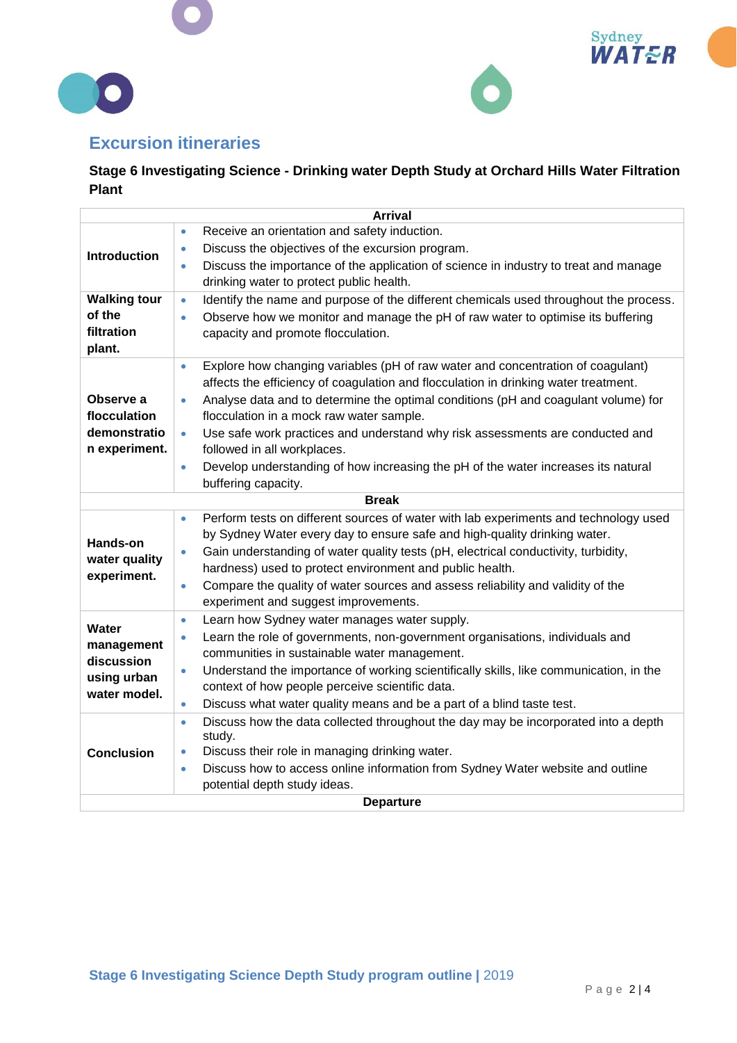## Excursion itineraries

**Stage 6 Investigating Science - Drinking water Depth Study at Orchard Hills Water Filtration Plant**

| Arrival | |
|---|---|
| **Introduction** | • Receive an orientation and safety induction.<br>• Discuss the objectives of the excursion program.<br>• Discuss the importance of the application of science in industry to treat and manage drinking water to protect public health. |
| **Walking tour of the filtration plant.** | • Identify the name and purpose of the different chemicals used throughout the process.<br>• Observe how we monitor and manage the pH of raw water to optimise its buffering capacity and promote flocculation. |
| **Observe a flocculation demonstration experiment.** | • Explore how changing variables (pH of raw water and concentration of coagulant) affects the efficiency of coagulation and flocculation in drinking water treatment.<br>• Analyse data and to determine the optimal conditions (pH and coagulant volume) for flocculation in a mock raw water sample.<br>• Use safe work practices and understand why risk assessments are conducted and followed in all workplaces.<br>• Develop understanding of how increasing the pH of the water increases its natural buffering capacity. |
| **Break** | |
| **Hands-on water quality experiment.** | • Perform tests on different sources of water with lab experiments and technology used by Sydney Water every day to ensure safe and high-quality drinking water.<br>• Gain understanding of water quality tests (pH, electrical conductivity, turbidity, hardness) used to protect environment and public health.<br>• Compare the quality of water sources and assess reliability and validity of the experiment and suggest improvements. |
| **Water management discussion using urban water model.** | • Learn how Sydney water manages water supply.<br>• Learn the role of governments, non-government organisations, individuals and communities in sustainable water management.<br>• Understand the importance of working scientifically skills, like communication, in the context of how people perceive scientific data.<br>• Discuss what water quality means and be a part of a blind taste test. |
| **Conclusion** | • Discuss how the data collected throughout the day may be incorporated into a depth study.<br>• Discuss their role in managing drinking water.<br>• Discuss how to access online information from Sydney Water website and outline potential depth study ideas. |
| **Departure** | |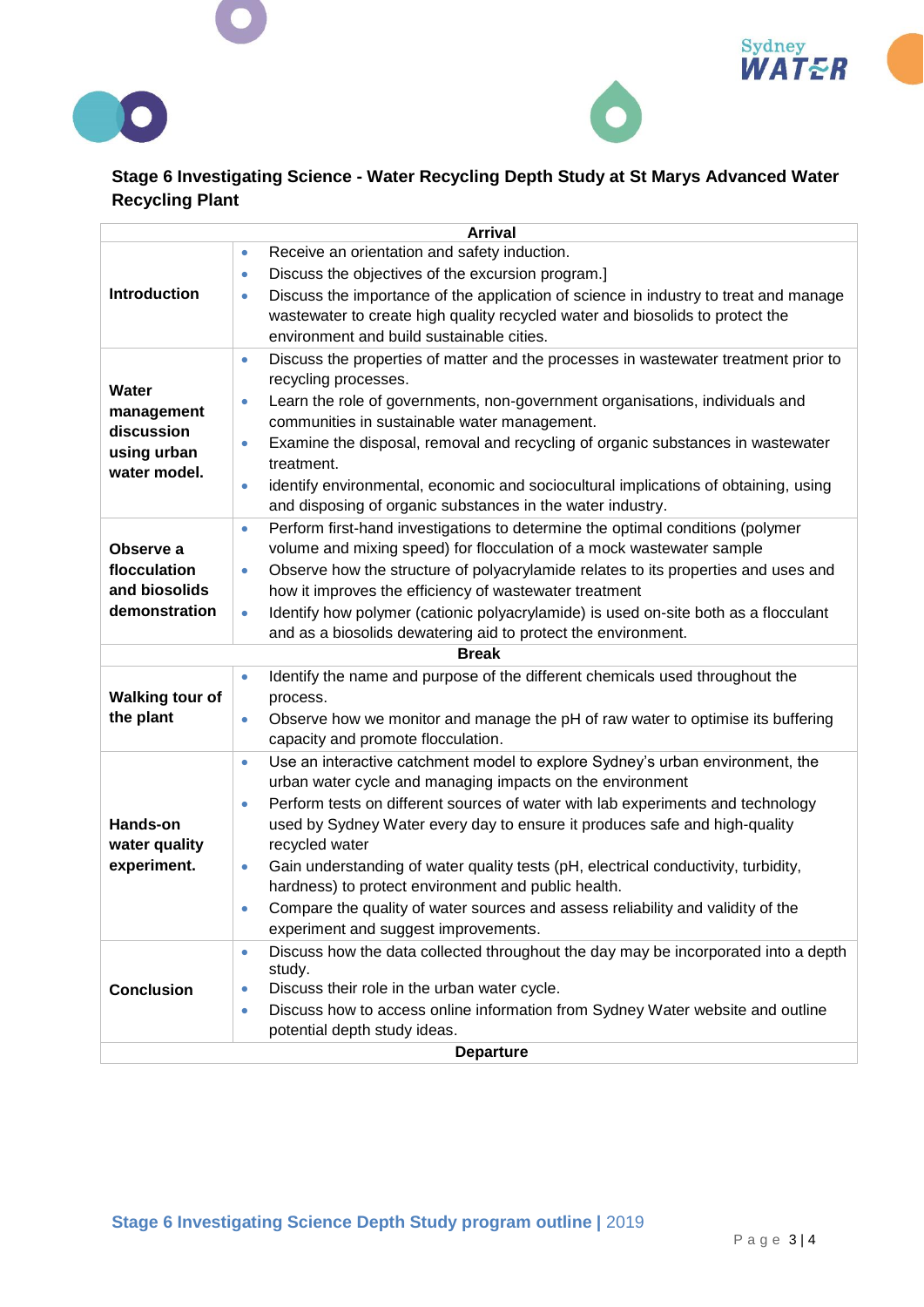**Stage 6 Investigating Science - Water Recycling Depth Study at St Marys Advanced Water Recycling Plant**

| Arrival | |
|---|---|
| **Introduction** | • Receive an orientation and safety induction.<br>• Discuss the objectives of the excursion program.]<br>• Discuss the importance of the application of science in industry to treat and manage wastewater to create high quality recycled water and biosolids to protect the environment and build sustainable cities. |
| **Water management discussion using urban water model.** | • Discuss the properties of matter and the processes in wastewater treatment prior to recycling processes.<br>• Learn the role of governments, non-government organisations, individuals and communities in sustainable water management.<br>• Examine the disposal, removal and recycling of organic substances in wastewater treatment.<br>• identify environmental, economic and sociocultural implications of obtaining, using and disposing of organic substances in the water industry. |
| **Observe a flocculation and biosolids demonstration** | • Perform first-hand investigations to determine the optimal conditions (polymer volume and mixing speed) for flocculation of a mock wastewater sample<br>• Observe how the structure of polyacrylamide relates to its properties and uses and how it improves the efficiency of wastewater treatment<br>• Identify how polymer (cationic polyacrylamide) is used on-site both as a flocculant and as a biosolids dewatering aid to protect the environment. |
| **Break** | |
| **Walking tour of the plant** | • Identify the name and purpose of the different chemicals used throughout the process.<br>• Observe how we monitor and manage the pH of raw water to optimise its buffering capacity and promote flocculation. |
| **Hands-on water quality experiment.** | • Use an interactive catchment model to explore Sydney's urban environment, the urban water cycle and managing impacts on the environment<br>• Perform tests on different sources of water with lab experiments and technology used by Sydney Water every day to ensure it produces safe and high-quality recycled water<br>• Gain understanding of water quality tests (pH, electrical conductivity, turbidity, hardness) to protect environment and public health.<br>• Compare the quality of water sources and assess reliability and validity of the experiment and suggest improvements. |
| **Conclusion** | • Discuss how the data collected throughout the day may be incorporated into a depth study.<br>• Discuss their role in the urban water cycle.<br>• Discuss how to access online information from Sydney Water website and outline potential depth study ideas. |
| **Departure** | |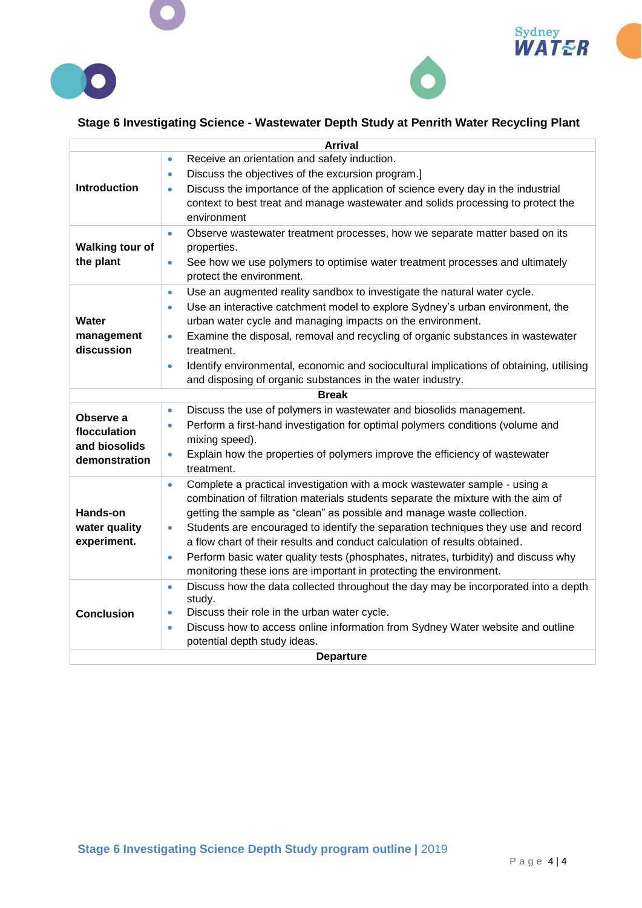## Stage 6 Investigating Science - Wastewater Depth Study at Penrith Water Recycling Plant

| | |
|---|---|
| **Arrival** | |
| **Introduction** | • Receive an orientation and safety induction.<br>• Discuss the objectives of the excursion program.]<br>• Discuss the importance of the application of science every day in the industrial context to best treat and manage wastewater and solids processing to protect the environment |
| **Walking tour of the plant** | • Observe wastewater treatment processes, how we separate matter based on its properties.<br>• See how we use polymers to optimise water treatment processes and ultimately protect the environment. |
| **Water management discussion** | • Use an augmented reality sandbox to investigate the natural water cycle.<br>• Use an interactive catchment model to explore Sydney's urban environment, the urban water cycle and managing impacts on the environment.<br>• Examine the disposal, removal and recycling of organic substances in wastewater treatment.<br>• Identify environmental, economic and sociocultural implications of obtaining, utilising and disposing of organic substances in the water industry. |
| **Break** | |
| **Observe a flocculation and biosolids demonstration** | • Discuss the use of polymers in wastewater and biosolids management.<br>• Perform a first-hand investigation for optimal polymers conditions (volume and mixing speed).<br>• Explain how the properties of polymers improve the efficiency of wastewater treatment. |
| **Hands-on water quality experiment.** | • Complete a practical investigation with a mock wastewater sample - using a combination of filtration materials students separate the mixture with the aim of getting the sample as "clean" as possible and manage waste collection.<br>• Students are encouraged to identify the separation techniques they use and record a flow chart of their results and conduct calculation of results obtained.<br>• Perform basic water quality tests (phosphates, nitrates, turbidity) and discuss why monitoring these ions are important in protecting the environment. |
| **Conclusion** | • Discuss how the data collected throughout the day may be incorporated into a depth study.<br>• Discuss their role in the urban water cycle.<br>• Discuss how to access online information from Sydney Water website and outline potential depth study ideas. |
| **Departure** | |